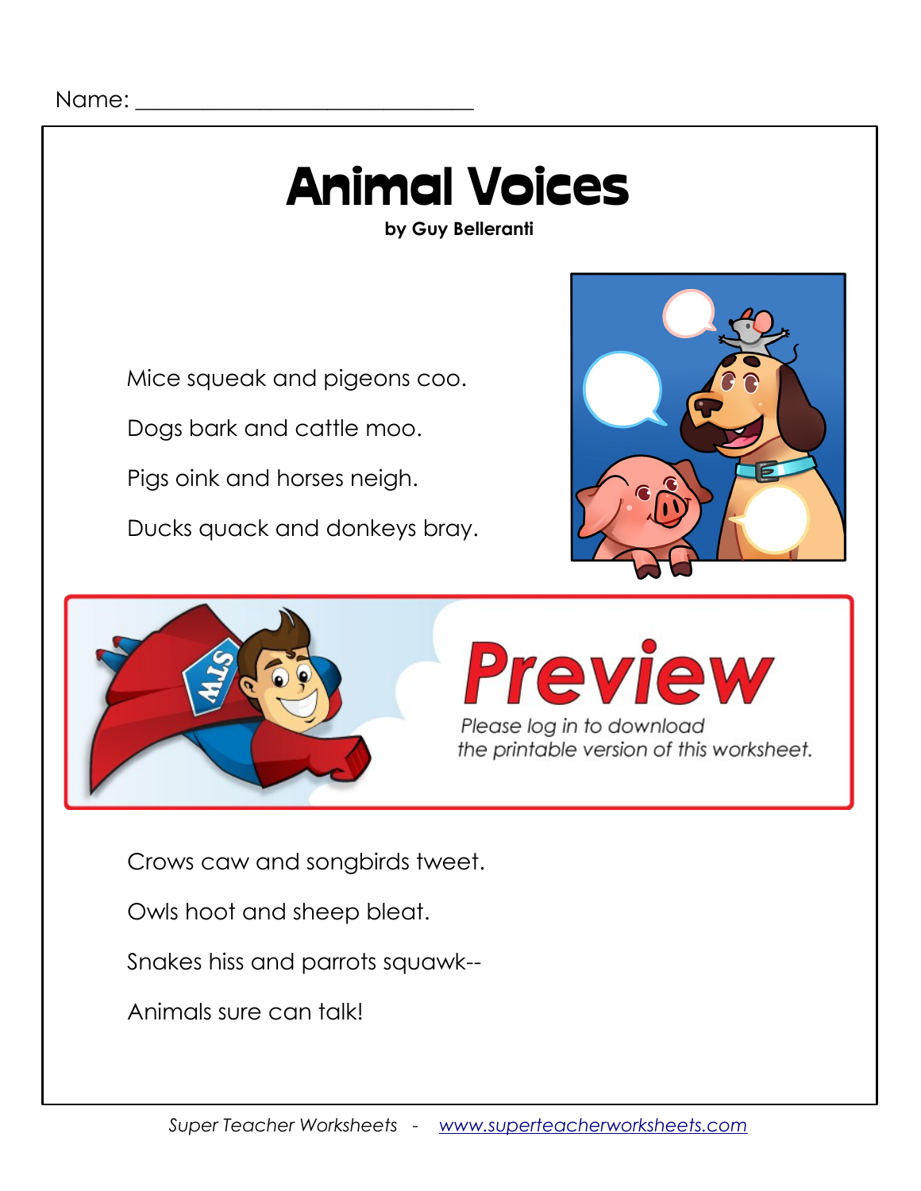Name: ______________________________

# Animal Voices

**by Guy Belleranti**

Mice squeak and pigeons coo.

Dogs bark and cattle moo.

Pigs oink and horses neigh.

Ducks quack and donkeys bray.

Preview

*Please log in to download the printable version of this worksheet.*

Crows caw and songbirds tweet.

Owls hoot and sheep bleat.

Snakes hiss and parrots squawk--

Animals sure can talk!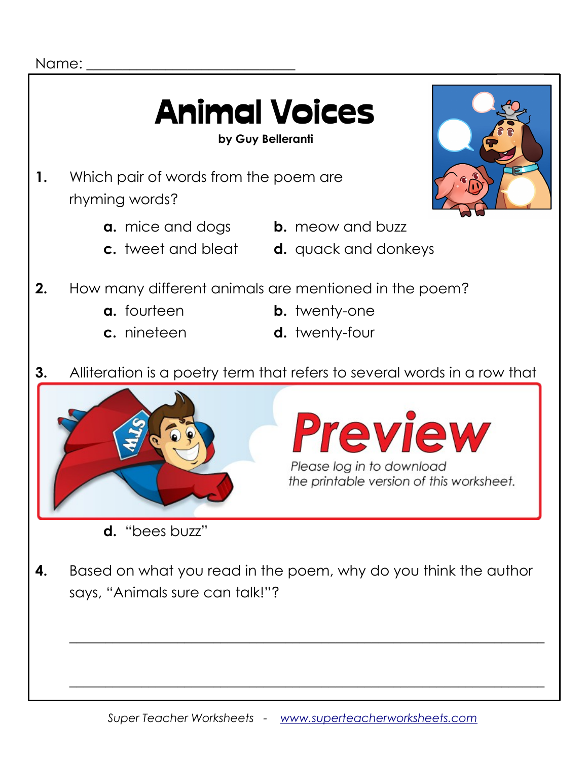Name: ___________________________

# Animal Voices

**by Guy Belleranti**

**1.** Which pair of words from the poem are rhyming words?

- **a.** mice and dogs
- **b.** meow and buzz
- **c.** tweet and bleat
- **d.** quack and donkeys

**2.** How many different animals are mentioned in the poem?

- **a.** fourteen
- **b.** twenty-one
- **c.** nineteen
- **d.** twenty-four

**3.** Alliteration is a poetry term that refers to several words in a row that

Preview

*Please log in to download the printable version of this worksheet.*

- **d.** "bees buzz"

**4.** Based on what you read in the poem, why do you think the author says, "Animals sure can talk!"?

_______________________________________________________________

_______________________________________________________________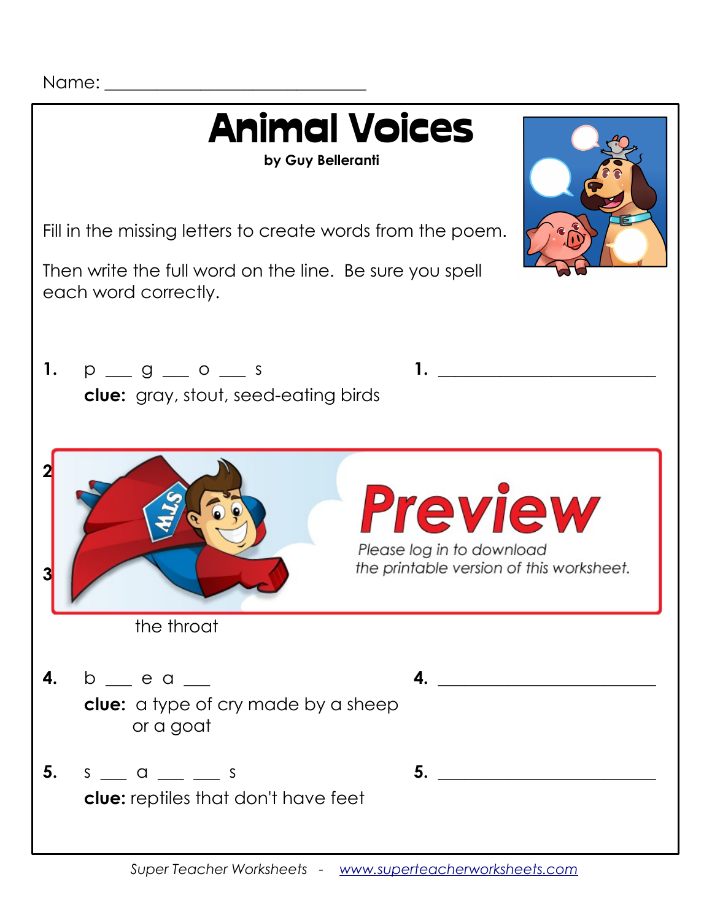Name: ______________________________

# Animal Voices

**by Guy Belleranti**

Fill in the missing letters to create words from the poem.

Then write the full word on the line. Be sure you spell each word correctly.

**1.** p ___ g ___ o ___ s  **1.** ________________________

**clue:** gray, stout, seed-eating birds

**2**

**3**

Preview

*Please log in to download the printable version of this worksheet.*

the throat

**4.** b ___ e a ___  **4.** ________________________

**clue:** a type of cry made by a sheep or a goat

**5.** s ___ a ___ ___ s  **5.** ________________________

**clue:** reptiles that don't have feet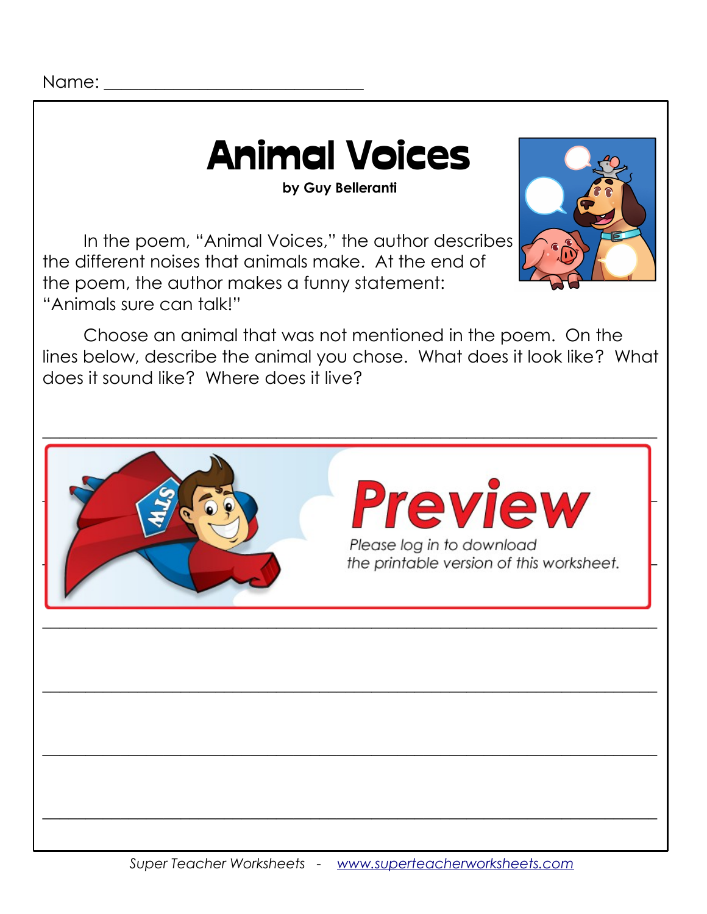Name: ____________________________

# Animal Voices

**by Guy Belleranti**

In the poem, "Animal Voices," the author describes the different noises that animals make. At the end of the poem, the author makes a funny statement: "Animals sure can talk!"

Choose an animal that was not mentioned in the poem. On the lines below, describe the animal you chose. What does it look like? What does it sound like? Where does it live?

________________________________________________________________________

**Preview**

*Please log in to download the printable version of this worksheet.*

________________________________________________________________________

________________________________________________________________________

________________________________________________________________________

________________________________________________________________________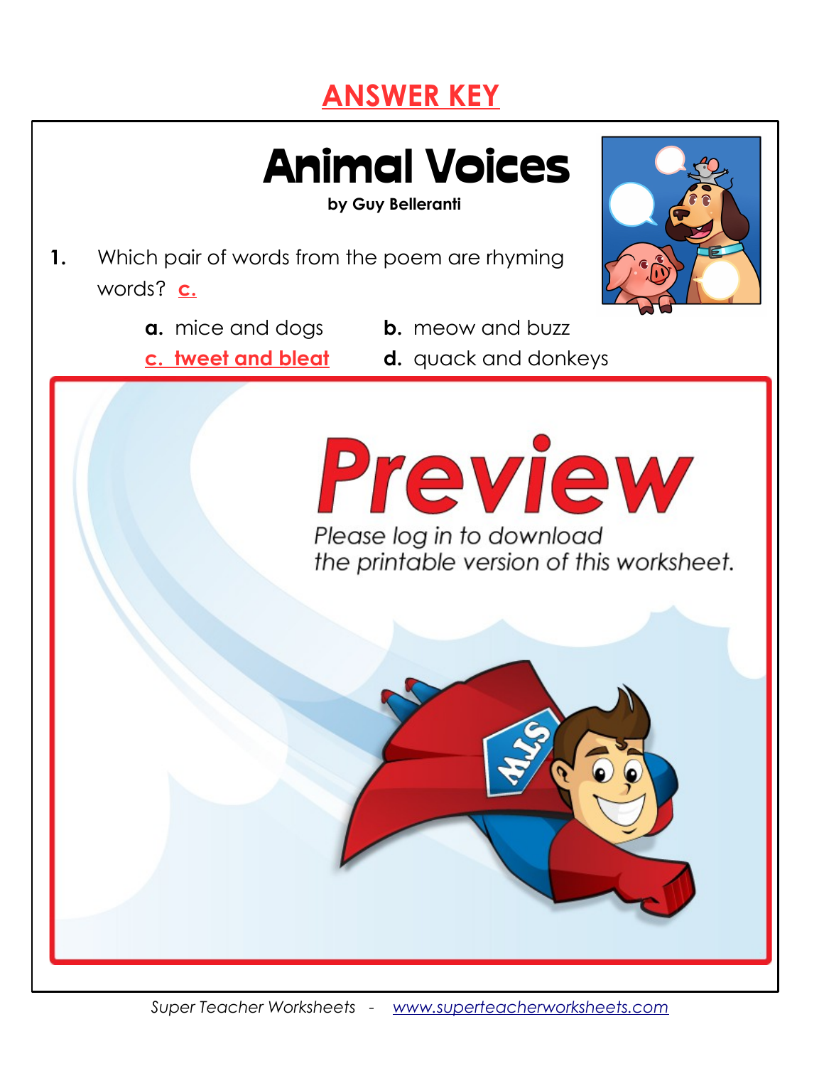## ANSWER KEY

# Animal Voices

**by Guy Belleranti**

1. Which pair of words from the poem are rhyming words? **c.**

   **a.** mice and dogs
   **b.** meow and buzz
   **c. tweet and bleat**
   **d.** quack and donkeys

**Preview**

*Please log in to download the printable version of this worksheet.*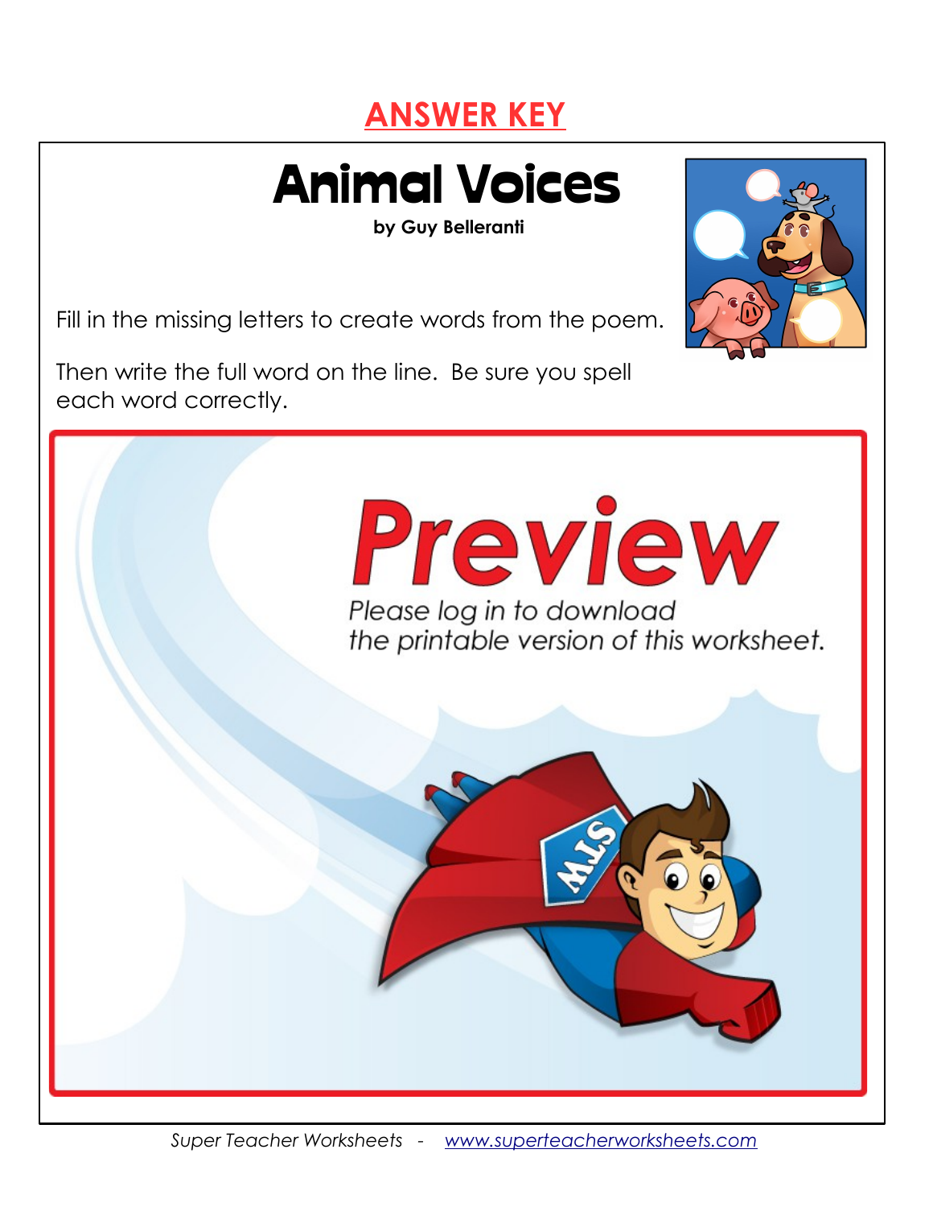## ANSWER KEY

# Animal Voices

**by Guy Belleranti**

Fill in the missing letters to create words from the poem.

Then write the full word on the line. Be sure you spell each word correctly.